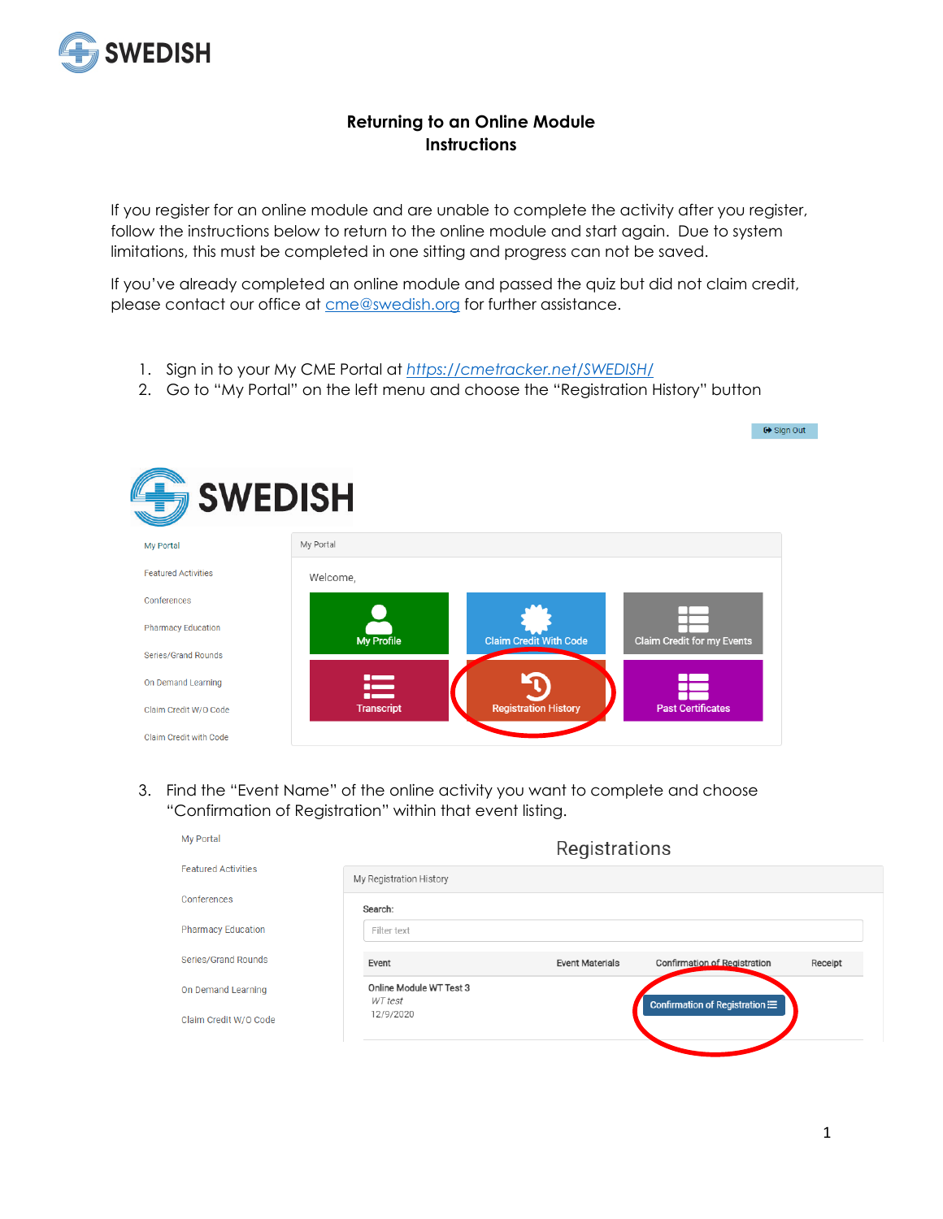# Returning to an Online Module
# Instructions

If you register for an online module and are unable to complete the activity after you register, follow the instructions below to return to the online module and start again. Due to system limitations, this must be completed in one sitting and progress can not be saved.

If you've already completed an online module and passed the quiz but did not claim credit, please contact our office at [cme@swedish.org](mailto:cme@swedish.org) for further assistance.

1. Sign in to your My CME Portal at [https://cmetracker.net/SWEDISH/](https://cmetracker.net/SWEDISH/)
2. Go to "My Portal" on the left menu and choose the "Registration History" button

3. Find the "Event Name" of the online activity you want to complete and choose "Confirmation of Registration" within that event listing.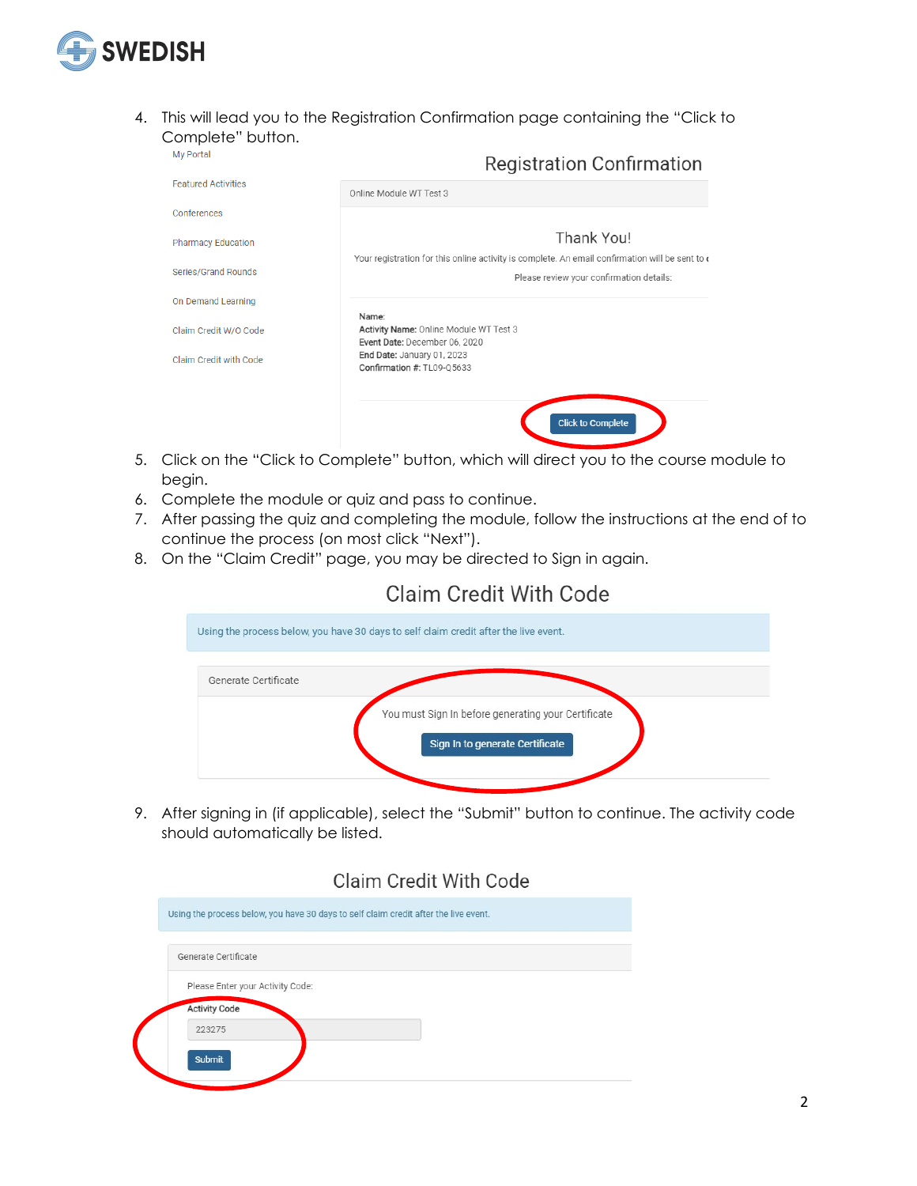4. This will lead you to the Registration Confirmation page containing the “Click to Complete” button.

My Portal

Featured Activities

Conferences

Pharmacy Education

Series/Grand Rounds

On Demand Learning

Claim Credit W/O Code

Claim Credit with Code

Registration Confirmation

Online Module WT Test 3

Thank You!

Your registration for this online activity is complete. An email confirmation will be sent to

Please review your confirmation details:

**Name:**
**Activity Name:** Online Module WT Test 3
**Event Date:** December 06, 2020
**End Date:** January 01, 2023
**Confirmation #:** TL09-Q5633

Click to Complete

5. Click on the “Click to Complete” button, which will direct you to the course module to begin.
6. Complete the module or quiz and pass to continue.
7. After passing the quiz and completing the module, follow the instructions at the end of to continue the process (on most click “Next”).
8. On the “Claim Credit” page, you may be directed to Sign in again.

Claim Credit With Code

Using the process below, you have 30 days to self claim credit after the live event.

Generate Certificate

You must Sign In before generating your Certificate

Sign In to generate Certificate

9. After signing in (if applicable), select the “Submit” button to continue. The activity code should automatically be listed.

Claim Credit With Code

Using the process below, you have 30 days to self claim credit after the live event.

Generate Certificate

Please Enter your Activity Code:

Activity Code

223275

Submit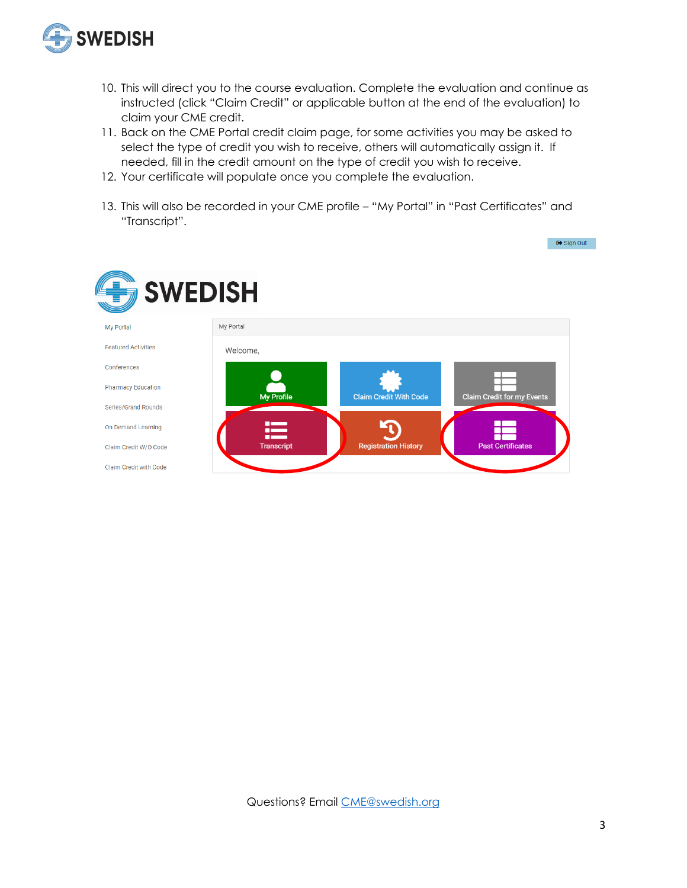10. This will direct you to the course evaluation. Complete the evaluation and continue as instructed (click "Claim Credit" or applicable button at the end of the evaluation) to claim your CME credit.
11. Back on the CME Portal credit claim page, for some activities you may be asked to select the type of credit you wish to receive, others will automatically assign it. If needed, fill in the credit amount on the type of credit you wish to receive.
12. Your certificate will populate once you complete the evaluation.

13. This will also be recorded in your CME profile – "My Portal" in "Past Certificates" and "Transcript".

Questions? Email [CME@swedish.org](mailto:CME@swedish.org)